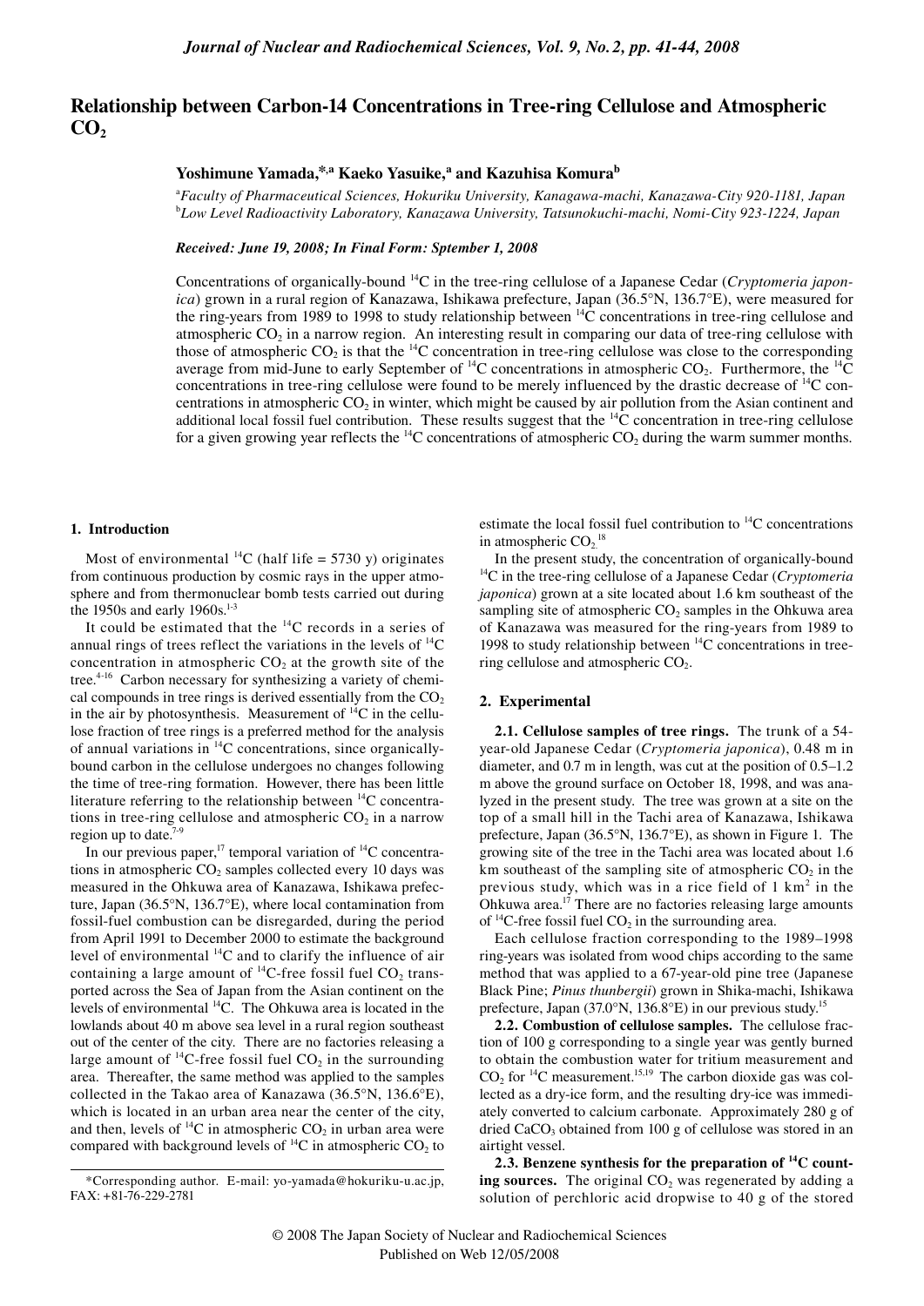# Relationship between Carbon-14 Concentrations in Tree-ring Cellulose and Atmospheric $CO_2$

**Yoshimune Yamada,[*,a] Kaeko Yasuike,[a] and Kazuhisa Komura[b]**

[a]*Faculty of Pharmaceutical Sciences, Hokuriku University, Kanagawa-machi, Kanazawa-City 920-1181, Japan*
[b]*Low Level Radioactivity Laboratory, Kanazawa University, Tatsunokuchi-machi, Nomi-City 923-1224, Japan*

*Received: June 19, 2008; In Final Form: Sptember 1, 2008*

Concentrations of organically-bound $^{14}C$ in the tree-ring cellulose of a Japanese Cedar (*Cryptomeria japonica*) grown in a rural region of Kanazawa, Ishikawa prefecture, Japan (36.5°N, 136.7°E), were measured for the ring-years from 1989 to 1998 to study relationship between $^{14}C$ concentrations in tree-ring cellulose and atmospheric $CO_2$ in a narrow region. An interesting result in comparing our data of tree-ring cellulose with those of atmospheric $CO_2$ is that the $^{14}C$ concentration in tree-ring cellulose was close to the corresponding average from mid-June to early September of $^{14}C$ concentrations in atmospheric $CO_2$. Furthermore, the $^{14}C$ concentrations in tree-ring cellulose were found to be merely influenced by the drastic decrease of $^{14}C$ concentrations in atmospheric $CO_2$ in winter, which might be caused by air pollution from the Asian continent and additional local fossil fuel contribution. These results suggest that the $^{14}C$ concentration in tree-ring cellulose for a given growing year reflects the $^{14}C$ concentrations of atmospheric $CO_2$ during the warm summer months.

## 1. Introduction

Most of environmental $^{14}C$ (half life = 5730 y) originates from continuous production by cosmic rays in the upper atmosphere and from thermonuclear bomb tests carried out during the 1950s and early 1960s.[1-3]

It could be estimated that the $^{14}C$ records in a series of annual rings of trees reflect the variations in the levels of $^{14}C$ concentration in atmospheric $CO_2$ at the growth site of the tree.[4-16] Carbon necessary for synthesizing a variety of chemical compounds in tree rings is derived essentially from the $CO_2$ in the air by photosynthesis. Measurement of $^{14}C$ in the cellulose fraction of tree rings is a preferred method for the analysis of annual variations in $^{14}C$ concentrations, since organically-bound carbon in the cellulose undergoes no changes following the time of tree-ring formation. However, there has been little literature referring to the relationship between $^{14}C$ concentrations in tree-ring cellulose and atmospheric $CO_2$ in a narrow region up to date.[7-9]

In our previous paper,[17] temporal variation of $^{14}C$ concentrations in atmospheric $CO_2$ samples collected every 10 days was measured in the Ohkuwa area of Kanazawa, Ishikawa prefecture, Japan (36.5°N, 136.7°E), where local contamination from fossil-fuel combustion can be disregarded, during the period from April 1991 to December 2000 to estimate the background level of environmental $^{14}C$ and to clarify the influence of air containing a large amount of $^{14}C$-free fossil fuel $CO_2$ transported across the Sea of Japan from the Asian continent on the levels of environmental $^{14}C$. The Ohkuwa area is located in the lowlands about 40 m above sea level in a rural region southeast out of the center of the city. There are no factories releasing a large amount of $^{14}C$-free fossil fuel $CO_2$ in the surrounding area. Thereafter, the same method was applied to the samples collected in the Takao area of Kanazawa (36.5°N, 136.6°E), which is located in an urban area near the center of the city, and then, levels of $^{14}C$ in atmospheric $CO_2$ in urban area were compared with background levels of $^{14}C$ in atmospheric $CO_2$ to estimate the local fossil fuel contribution to $^{14}C$ concentrations in atmospheric $CO_2$.[18]

In the present study, the concentration of organically-bound $^{14}C$ in the tree-ring cellulose of a Japanese Cedar (*Cryptomeria japonica*) grown at a site located about 1.6 km southeast of the sampling site of atmospheric $CO_2$ samples in the Ohkuwa area of Kanazawa was measured for the ring-years from 1989 to 1998 to study relationship between $^{14}C$ concentrations in tree-ring cellulose and atmospheric $CO_2$.

## 2. Experimental

**2.1. Cellulose samples of tree rings.** The trunk of a 54-year-old Japanese Cedar (*Cryptomeria japonica*), 0.48 m in diameter, and 0.7 m in length, was cut at the position of 0.5–1.2 m above the ground surface on October 18, 1998, and was analyzed in the present study. The tree was grown at a site on the top of a small hill in the Tachi area of Kanazawa, Ishikawa prefecture, Japan (36.5°N, 136.7°E), as shown in Figure 1. The growing site of the tree in the Tachi area was located about 1.6 km southeast of the sampling site of atmospheric $CO_2$ in the previous study, which was in a rice field of 1 km$^2$ in the Ohkuwa area.[17] There are no factories releasing large amounts of $^{14}C$-free fossil fuel $CO_2$ in the surrounding area.

Each cellulose fraction corresponding to the 1989–1998 ring-years was isolated from wood chips according to the same method that was applied to a 67-year-old pine tree (Japanese Black Pine; *Pinus thunbergii*) grown in Shika-machi, Ishikawa prefecture, Japan (37.0°N, 136.8°E) in our previous study.[15]

**2.2. Combustion of cellulose samples.** The cellulose fraction of 100 g corresponding to a single year was gently burned to obtain the combustion water for tritium measurement and $CO_2$ for $^{14}C$ measurement.[15,19] The carbon dioxide gas was collected as a dry-ice form, and the resulting dry-ice was immediately converted to calcium carbonate. Approximately 280 g of dried $CaCO_3$ obtained from 100 g of cellulose was stored in an airtight vessel.

**2.3. Benzene synthesis for the preparation of $^{14}C$ counting sources.** The original $CO_2$ was regenerated by adding a solution of perchloric acid dropwise to 40 g of the stored

*Corresponding author. E-mail: yo-yamada@hokuriku-u.ac.jp, FAX: +81-76-229-2781

© 2008 The Japan Society of Nuclear and Radiochemical Sciences
Published on Web 12/05/2008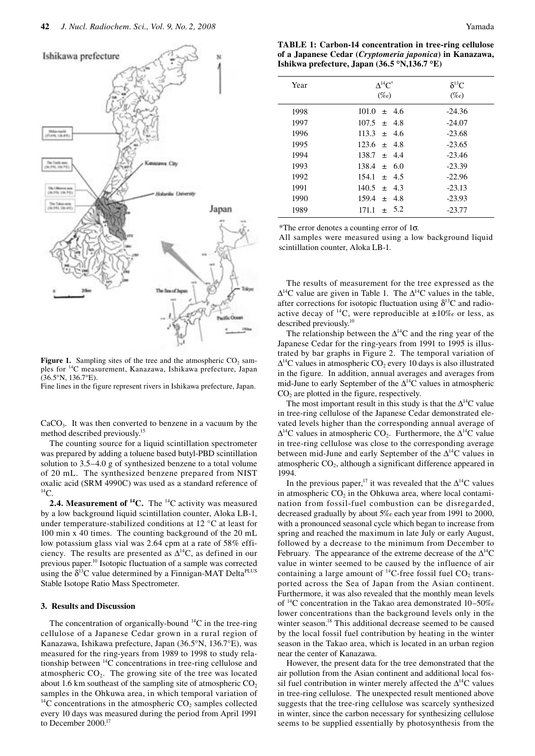Figure 1. Sampling sites of the tree and the atmospheric $CO_2$ samples for $^{14}C$ measurement, Kanazawa, Ishikawa prefecture, Japan (36.5°N, 136.7°E).
Fine lines in the figure represent rivers in Ishikawa prefecture, Japan.

$CaCO_3$. It was then converted to benzene in a vacuum by the method described previously.[15]

The counting source for a liquid scintillation spectrometer was prepared by adding a toluene based butyl-PBD scintillation solution to 3.5–4.0 g of synthesized benzene to a total volume of 20 mL. The synthesized benzene prepared from NIST oxalic acid (SRM 4990C) was used as a standard reference of $^{14}C$.

**2.4. Measurement of $^{14}C$.** The $^{14}C$ activity was measured by a low background liquid scintillation counter, Aloka LB-1, under temperature-stabilized conditions at 12 °C at least for 100 min x 40 times. The counting background of the 20 mL low potassium glass vial was 2.64 cpm at a rate of 58% efficiency. The results are presented as $\Delta^{14}C$, as defined in our previous paper.[10] Isotopic fluctuation of a sample was corrected using the $\delta^{13}C$ value determined by a Finnigan-MAT Delta$^{PLUS}$ Stable Isotope Ratio Mass Spectrometer.

## 3. Results and Discussion

The concentration of organically-bound $^{14}C$ in the tree-ring cellulose of a Japanese Cedar grown in a rural region of Kanazawa, Ishikawa prefecture, Japan (36.5°N, 136.7°E), was measured for the ring-years from 1989 to 1998 to study relationship between $^{14}C$ concentrations in tree-ring cellulose and atmospheric $CO_2$. The growing site of the tree was located about 1.6 km southeast of the sampling site of atmospheric $CO_2$ samples in the Ohkuwa area, in which temporal variation of $^{14}C$ concentrations in the atmospheric $CO_2$ samples collected every 10 days was measured during the period from April 1991 to December 2000.[17]

**TABLE 1: Carbon-14 concentration in tree-ring cellulose of a Japanese Cedar (*Cryptomeria japonica*) in Kanazawa, Ishikwa prefecture, Japan (36.5 °N,136.7 °E)**

| Year | $\Delta^{14}C^*$ (‰) | $\delta^{13}C$ (‰) |
|---|---|---|
| 1998 | 101.0 ± 4.6 | -24.36 |
| 1997 | 107.5 ± 4.8 | -24.07 |
| 1996 | 113.3 ± 4.6 | -23.68 |
| 1995 | 123.6 ± 4.8 | -23.65 |
| 1994 | 138.7 ± 4.4 | -23.46 |
| 1993 | 138.4 ± 6.0 | -23.39 |
| 1992 | 154.1 ± 4.5 | -22.96 |
| 1991 | 140.5 ± 4.3 | -23.13 |
| 1990 | 159.4 ± 4.8 | -23.93 |
| 1989 | 171.1 ± 5.2 | -23.77 |

*The error denotes a counting error of 1σ.
All samples were measured using a low background liquid scintillation counter, Aloka LB-1.

The results of measurement for the tree expressed as the $\Delta^{14}C$ value are given in Table 1. The $\Delta^{14}C$ values in the table, after corrections for isotopic fluctuation using $\delta^{13}C$ and radioactive decay of $^{14}C$, were reproducible at ±10‰ or less, as described previously.[10]

The relationship between the $\Delta^{14}C$ and the ring year of the Japanese Cedar for the ring-years from 1991 to 1995 is illustrated by bar graphs in Figure 2. The temporal variation of $\Delta^{14}C$ values in atmospheric $CO_2$ every 10 days is also illustrated in the figure. In addition, annual averages and averages from mid-June to early September of the $\Delta^{14}C$ values in atmospheric $CO_2$ are plotted in the figure, respectively.

The most important result in this study is that the $\Delta^{14}C$ value in tree-ring cellulose of the Japanese Cedar demonstrated elevated levels higher than the corresponding annual average of $\Delta^{14}C$ values in atmospheric $CO_2$. Furthermore, the $\Delta^{14}C$ value in tree-ring cellulose was close to the corresponding average between mid-June and early September of the $\Delta^{14}C$ values in atmospheric $CO_2$, although a significant difference appeared in 1994.

In the previous paper,[17] it was revealed that the $\Delta^{14}C$ values in atmospheric $CO_2$ in the Ohkuwa area, where local contamination from fossil-fuel combustion can be disregarded, decreased gradually by about 5‰ each year from 1991 to 2000, with a pronounced seasonal cycle which began to increase from spring and reached the maximum in late July or early August, followed by a decrease to the minimum from December to February. The appearance of the extreme decrease of the $\Delta^{14}C$ value in winter seemed to be caused by the influence of air containing a large amount of $^{14}C$-free fossil fuel $CO_2$ transported across the Sea of Japan from the Asian continent. Furthermore, it was also revealed that the monthly mean levels of $^{14}C$ concentration in the Takao area demonstrated 10–50‰ lower concentrations than the background levels only in the winter season.[18] This additional decrease seemed to be caused by the local fossil fuel contribution by heating in the winter season in the Takao area, which is located in an urban region near the center of Kanazawa.

However, the present data for the tree demonstrated that the air pollution from the Asian continent and additional local fossil fuel contribution in winter merely affected the $\Delta^{14}C$ values in tree-ring cellulose. The unexpected result mentioned above suggests that the tree-ring cellulose was scarcely synthesized in winter, since the carbon necessary for synthesizing cellulose seems to be supplied essentially by photosynthesis from the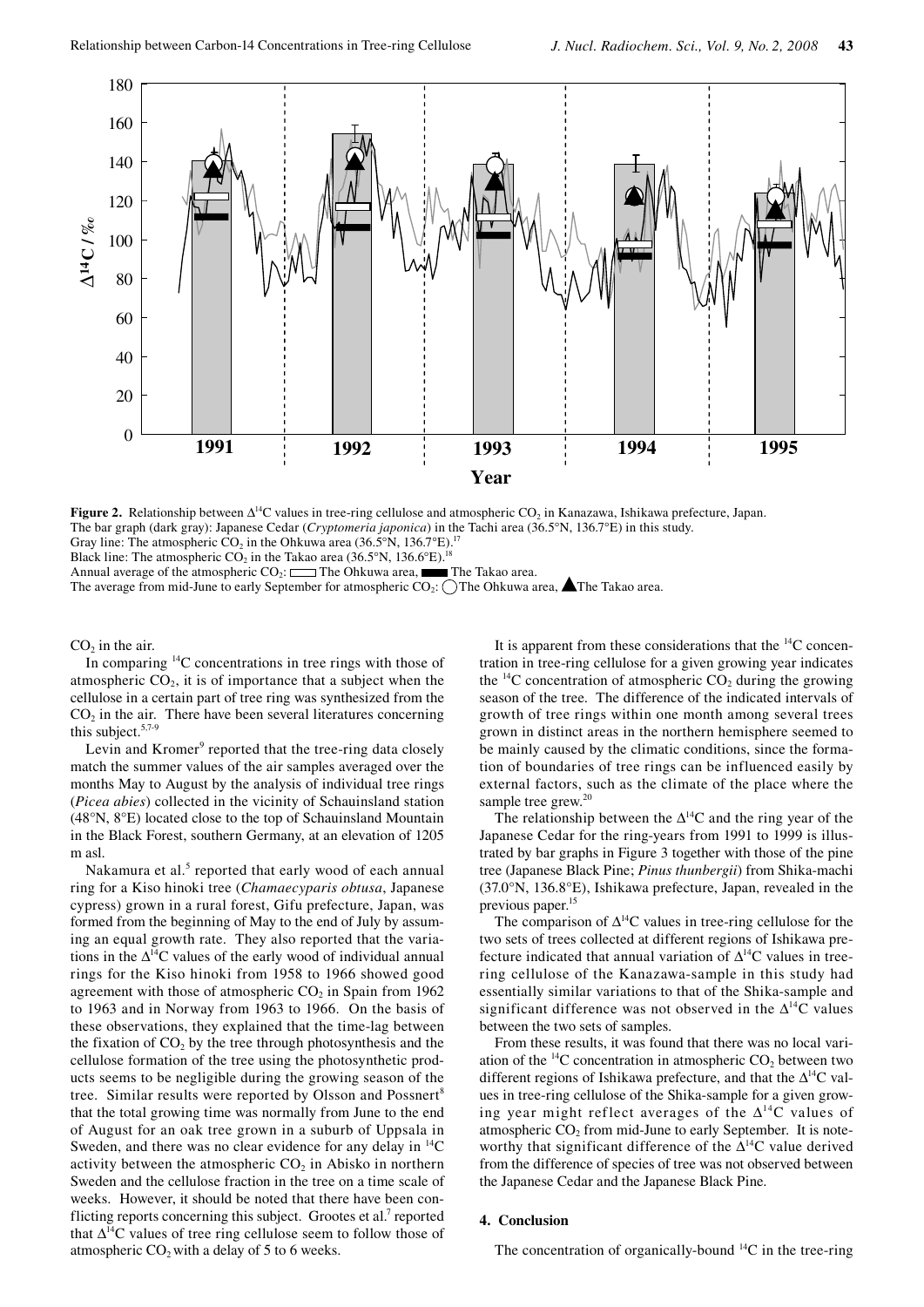**Figure 2.** Relationship between $\Delta^{14}C$ values in tree-ring cellulose and atmospheric $CO_2$ in Kanazawa, Ishikawa prefecture, Japan.
The bar graph (dark gray): Japanese Cedar (*Cryptomeria japonica*) in the Tachi area (36.5°N, 136.7°E) in this study.
Gray line: The atmospheric $CO_2$ in the Ohkuwa area (36.5°N, 136.7°E).[17]
Black line: The atmospheric $CO_2$ in the Takao area (36.5°N, 136.6°E).[18]
Annual average of the atmospheric $CO_2$: ▭ The Ohkuwa area, ▬ The Takao area.
The average from mid-June to early September for atmospheric $CO_2$: ◯ The Ohkuwa area, ▲ The Takao area.

$CO_2$ in the air.

In comparing $^{14}C$ concentrations in tree rings with those of atmospheric $CO_2$, it is of importance that a subject when the cellulose in a certain part of tree ring was synthesized from the $CO_2$ in the air. There have been several literatures concerning this subject.[5,7-9]

Levin and Kromer[9] reported that the tree-ring data closely match the summer values of the air samples averaged over the months May to August by the analysis of individual tree rings (*Picea abies*) collected in the vicinity of Schauinsland station (48°N, 8°E) located close to the top of Schauinsland Mountain in the Black Forest, southern Germany, at an elevation of 1205 m asl.

Nakamura et al.[5] reported that early wood of each annual ring for a Kiso hinoki tree (*Chamaecyparis obtusa*, Japanese cypress) grown in a rural forest, Gifu prefecture, Japan, was formed from the beginning of May to the end of July by assuming an equal growth rate. They also reported that the variations in the $\Delta^{14}C$ values of the early wood of individual annual rings for the Kiso hinoki from 1958 to 1966 showed good agreement with those of atmospheric $CO_2$ in Spain from 1962 to 1963 and in Norway from 1963 to 1966. On the basis of these observations, they explained that the time-lag between the fixation of $CO_2$ by the tree through photosynthesis and the cellulose formation of the tree using the photosynthetic products seems to be negligible during the growing season of the tree. Similar results were reported by Olsson and Possnert[8] that the total growing time was normally from June to the end of August for an oak tree grown in a suburb of Uppsala in Sweden, and there was no clear evidence for any delay in $^{14}C$ activity between the atmospheric $CO_2$ in Abisko in northern Sweden and the cellulose fraction in the tree on a time scale of weeks. However, it should be noted that there have been conflicting reports concerning this subject. Grootes et al.[7] reported that $\Delta^{14}C$ values of tree ring cellulose seem to follow those of atmospheric $CO_2$ with a delay of 5 to 6 weeks.

It is apparent from these considerations that the $^{14}C$ concentration in tree-ring cellulose for a given growing year indicates the $^{14}C$ concentration of atmospheric $CO_2$ during the growing season of the tree. The difference of the indicated intervals of growth of tree rings within one month among several trees grown in distinct areas in the northern hemisphere seemed to be mainly caused by the climatic conditions, since the formation of boundaries of tree rings can be influenced easily by external factors, such as the climate of the place where the sample tree grew.[20]

The relationship between the $\Delta^{14}C$ and the ring year of the Japanese Cedar for the ring-years from 1991 to 1999 is illustrated by bar graphs in Figure 3 together with those of the pine tree (Japanese Black Pine; *Pinus thunbergii*) from Shika-machi (37.0°N, 136.8°E), Ishikawa prefecture, Japan, revealed in the previous paper.[15]

The comparison of $\Delta^{14}C$ values in tree-ring cellulose for the two sets of trees collected at different regions of Ishikawa prefecture indicated that annual variation of $\Delta^{14}C$ values in tree-ring cellulose of the Kanazawa-sample in this study had essentially similar variations to that of the Shika-sample and significant difference was not observed in the $\Delta^{14}C$ values between the two sets of samples.

From these results, it was found that there was no local variation of the $^{14}C$ concentration in atmospheric $CO_2$ between two different regions of Ishikawa prefecture, and that the $\Delta^{14}C$ values in tree-ring cellulose of the Shika-sample for a given growing year might reflect averages of the $\Delta^{14}C$ values of atmospheric $CO_2$ from mid-June to early September. It is noteworthy that significant difference of the $\Delta^{14}C$ value derived from the difference of species of tree was not observed between the Japanese Cedar and the Japanese Black Pine.

## 4. Conclusion

The concentration of organically-bound $^{14}C$ in the tree-ring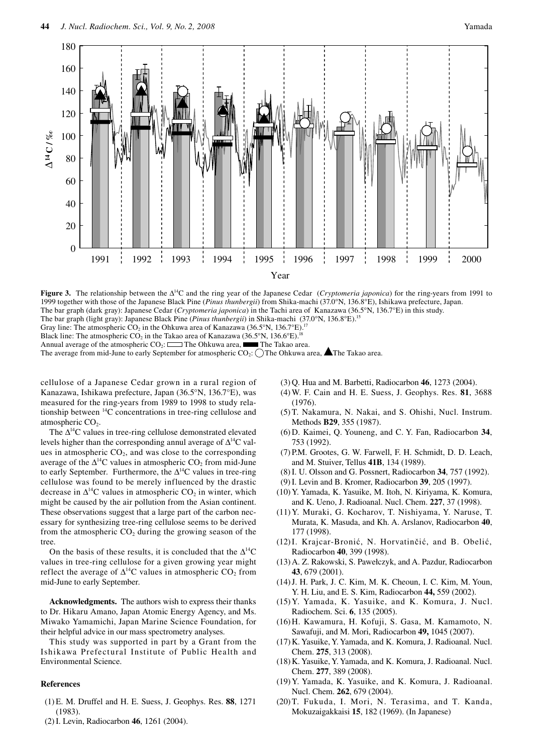180
160
140
120
100
80
60
40
20
0

$\Delta^{14}C$ / ‰

1991 1992 1993 1994 1995 1996 1997 1998 1999 2000

Year

**Figure 3.** The relationship between the $\Delta^{14}C$ and the ring year of the Japanese Cedar (*Cryptomeria japonica*) for the ring-years from 1991 to 1999 together with those of the Japanese Black Pine (*Pinus thunbergii*) from Shika-machi (37.0°N, 136.8°E), Ishikawa prefecture, Japan.
The bar graph (dark gray): Japanese Cedar (*Cryptomeria japonica*) in the Tachi area of Kanazawa (36.5°N, 136.7°E) in this study.
The bar graph (light gray): Japanese Black Pine (*Pinus thunbergii*) in Shika-machi (37.0°N, 136.8°E).[15]
Gray line: The atmospheric $CO_2$ in the Ohkuwa area of Kanazawa (36.5°N, 136.7°E).[17]
Black line: The atmospheric $CO_2$ in the Takao area of Kanazawa (36.5°N, 136.6°E).[18]
Annual average of the atmospheric $CO_2$: ▭ The Ohkuwa area, ▬ The Takao area.
The average from mid-June to early September for atmospheric $CO_2$: ◯ The Ohkuwa area, ▲ The Takao area.

cellulose of a Japanese Cedar grown in a rural region of Kanazawa, Ishikawa prefecture, Japan (36.5°N, 136.7°E), was measured for the ring-years from 1989 to 1998 to study relationship between $^{14}C$ concentrations in tree-ring cellulose and atmospheric $CO_2$.

The $\Delta^{14}C$ values in tree-ring cellulose demonstrated elevated levels higher than the corresponding annul average of $\Delta^{14}C$ values in atmospheric $CO_2$, and was close to the corresponding average of the $\Delta^{14}C$ values in atmospheric $CO_2$ from mid-June to early September. Furthermore, the $\Delta^{14}C$ values in tree-ring cellulose was found to be merely influenced by the drastic decrease in $\Delta^{14}C$ values in atmospheric $CO_2$ in winter, which might be caused by the air pollution from the Asian continent. These observations suggest that a large part of the carbon necessary for synthesizing tree-ring cellulose seems to be derived from the atmospheric $CO_2$ during the growing season of the tree.

On the basis of these results, it is concluded that the $\Delta^{14}C$ values in tree-ring cellulose for a given growing year might reflect the average of $\Delta^{14}C$ values in atmospheric $CO_2$ from mid-June to early September.

**Acknowledgments.** The authors wish to express their thanks to Dr. Hikaru Amano, Japan Atomic Energy Agency, and Ms. Miwako Yamamichi, Japan Marine Science Foundation, for their helpful advice in our mass spectrometry analyses.

This study was supported in part by a Grant from the Ishikawa Prefectural Institute of Public Health and Environmental Science.

## References

(1) E. M. Druffel and H. E. Suess, J. Geophys. Res. **88**, 1271 (1983).
(2) I. Levin, Radiocarbon **46**, 1261 (2004).
(3) Q. Hua and M. Barbetti, Radiocarbon **46**, 1273 (2004).
(4) W. F. Cain and H. E. Suess, J. Geophys. Res. **81**, 3688 (1976).
(5) T. Nakamura, N. Nakai, and S. Ohishi, Nucl. Instrum. Methods **B29**, 355 (1987).
(6) D. Kaimei, Q. Youneng, and C. Y. Fan, Radiocarbon **34**, 753 (1992).
(7) P.M. Grootes, G. W. Farwell, F. H. Schmidt, D. D. Leach, and M. Stuiver, Tellus **41B**, 134 (1989).
(8) I. U. Olsson and G. Possnert, Radiocarbon **34**, 757 (1992).
(9) I. Levin and B. Kromer, Radiocarbon **39**, 205 (1997).
(10) Y. Yamada, K. Yasuike, M. Itoh, N. Kiriyama, K. Komura, and K. Ueno, J. Radioanal. Nucl. Chem. **227**, 37 (1998).
(11) Y. Muraki, G. Kocharov, T. Nishiyama, Y. Naruse, T. Murata, K. Masuda, and Kh. A. Arslanov, Radiocarbon **40**, 177 (1998).
(12) I. Krajcar-Bronić, N. Horvatinčić, and B. Obelić, Radiocarbon **40**, 399 (1998).
(13) A. Z. Rakowski, S. Pawełczyk, and A. Pazdur, Radiocarbon **43**, 679 (2001).
(14) J. H. Park, J. C. Kim, M. K. Cheoun, I. C. Kim, M. Youn, Y. H. Liu, and E. S. Kim, Radiocarbon **44,** 559 (2002).
(15) Y. Yamada, K. Yasuike, and K. Komura, J. Nucl. Radiochem. Sci. **6**, 135 (2005).
(16) H. Kawamura, H. Kofuji, S. Gasa, M. Kamamoto, N. Sawafuji, and M. Mori, Radiocarbon **49,** 1045 (2007).
(17) K. Yasuike, Y. Yamada, and K. Komura, J. Radioanal. Nucl. Chem. **275**, 313 (2008).
(18) K. Yasuike, Y. Yamada, and K. Komura, J. Radioanal. Nucl. Chem. **277**, 389 (2008).
(19) Y. Yamada, K. Yasuike, and K. Komura, J. Radioanal. Nucl. Chem. **262**, 679 (2004).
(20) T. Fukuda, I. Mori, N. Terasima, and T. Kanda, Mokuzaigakkaisi **15**, 182 (1969). (In Japanese)